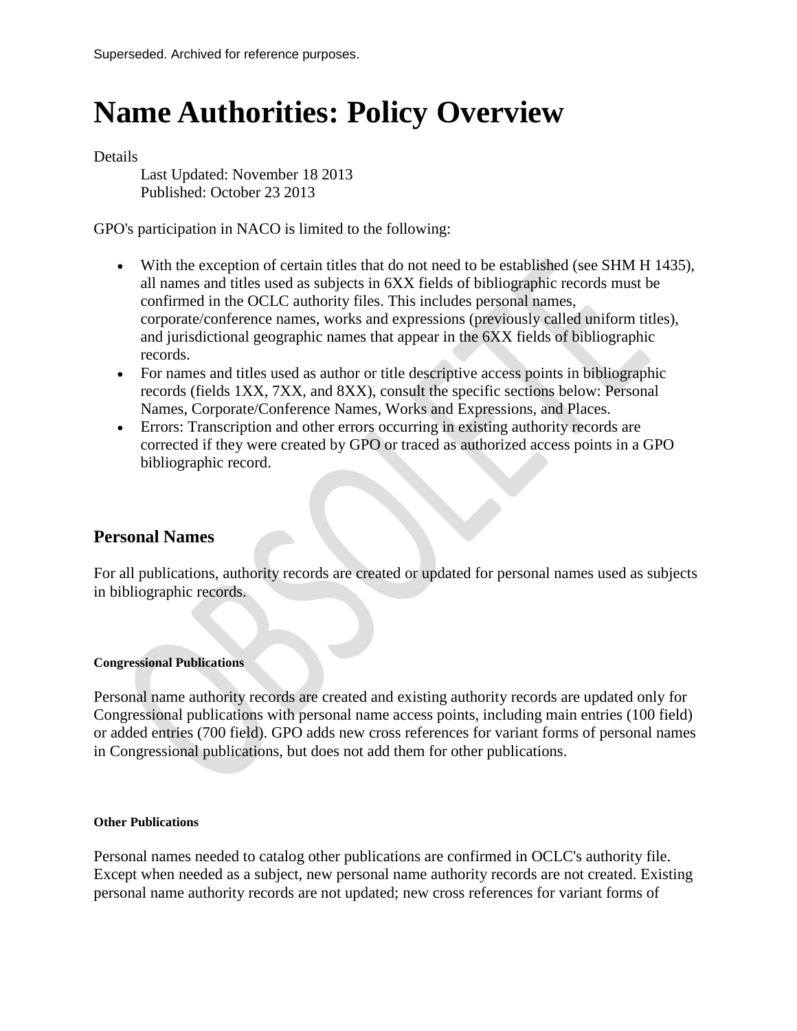Superseded. Archived for reference purposes.

# Name Authorities: Policy Overview

Details

Last Updated: November 18 2013
Published: October 23 2013

GPO's participation in NACO is limited to the following:

- With the exception of certain titles that do not need to be established (see SHM H 1435), all names and titles used as subjects in 6XX fields of bibliographic records must be confirmed in the OCLC authority files. This includes personal names, corporate/conference names, works and expressions (previously called uniform titles), and jurisdictional geographic names that appear in the 6XX fields of bibliographic records.
- For names and titles used as author or title descriptive access points in bibliographic records (fields 1XX, 7XX, and 8XX), consult the specific sections below: Personal Names, Corporate/Conference Names, Works and Expressions, and Places.
- Errors: Transcription and other errors occurring in existing authority records are corrected if they were created by GPO or traced as authorized access points in a GPO bibliographic record.

## Personal Names

For all publications, authority records are created or updated for personal names used as subjects in bibliographic records.

#### Congressional Publications

Personal name authority records are created and existing authority records are updated only for Congressional publications with personal name access points, including main entries (100 field) or added entries (700 field). GPO adds new cross references for variant forms of personal names in Congressional publications, but does not add them for other publications.

#### Other Publications

Personal names needed to catalog other publications are confirmed in OCLC's authority file. Except when needed as a subject, new personal name authority records are not created. Existing personal name authority records are not updated; new cross references for variant forms of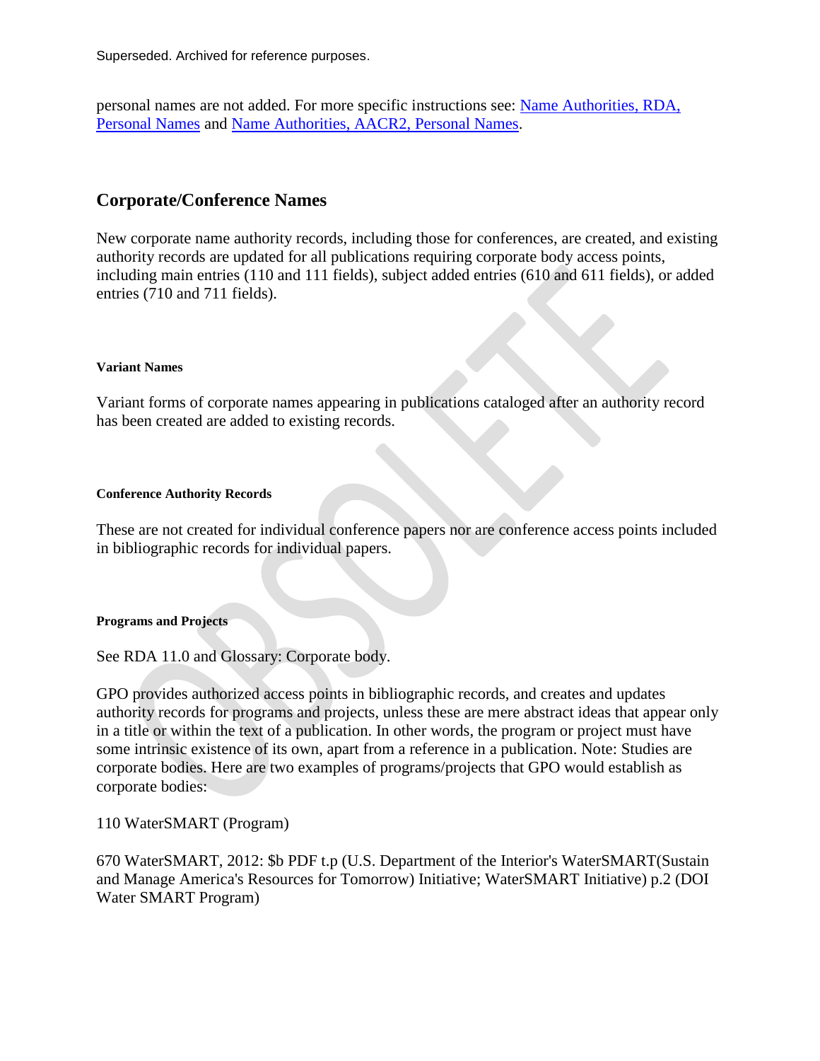personal names are not added. For more specific instructions see: [Name Authorities, RDA, Personal Names] and [Name Authorities, AACR2, Personal Names].

## Corporate/Conference Names

New corporate name authority records, including those for conferences, are created, and existing authority records are updated for all publications requiring corporate body access points, including main entries (110 and 111 fields), subject added entries (610 and 611 fields), or added entries (710 and 711 fields).

#### Variant Names

Variant forms of corporate names appearing in publications cataloged after an authority record has been created are added to existing records.

#### Conference Authority Records

These are not created for individual conference papers nor are conference access points included in bibliographic records for individual papers.

#### Programs and Projects

See RDA 11.0 and Glossary: Corporate body.

GPO provides authorized access points in bibliographic records, and creates and updates authority records for programs and projects, unless these are mere abstract ideas that appear only in a title or within the text of a publication. In other words, the program or project must have some intrinsic existence of its own, apart from a reference in a publication. Note: Studies are corporate bodies. Here are two examples of programs/projects that GPO would establish as corporate bodies:

110 WaterSMART (Program)

670 WaterSMART, 2012: $b PDF t.p (U.S. Department of the Interior's WaterSMART(Sustain and Manage America's Resources for Tomorrow) Initiative; WaterSMART Initiative) p.2 (DOI Water SMART Program)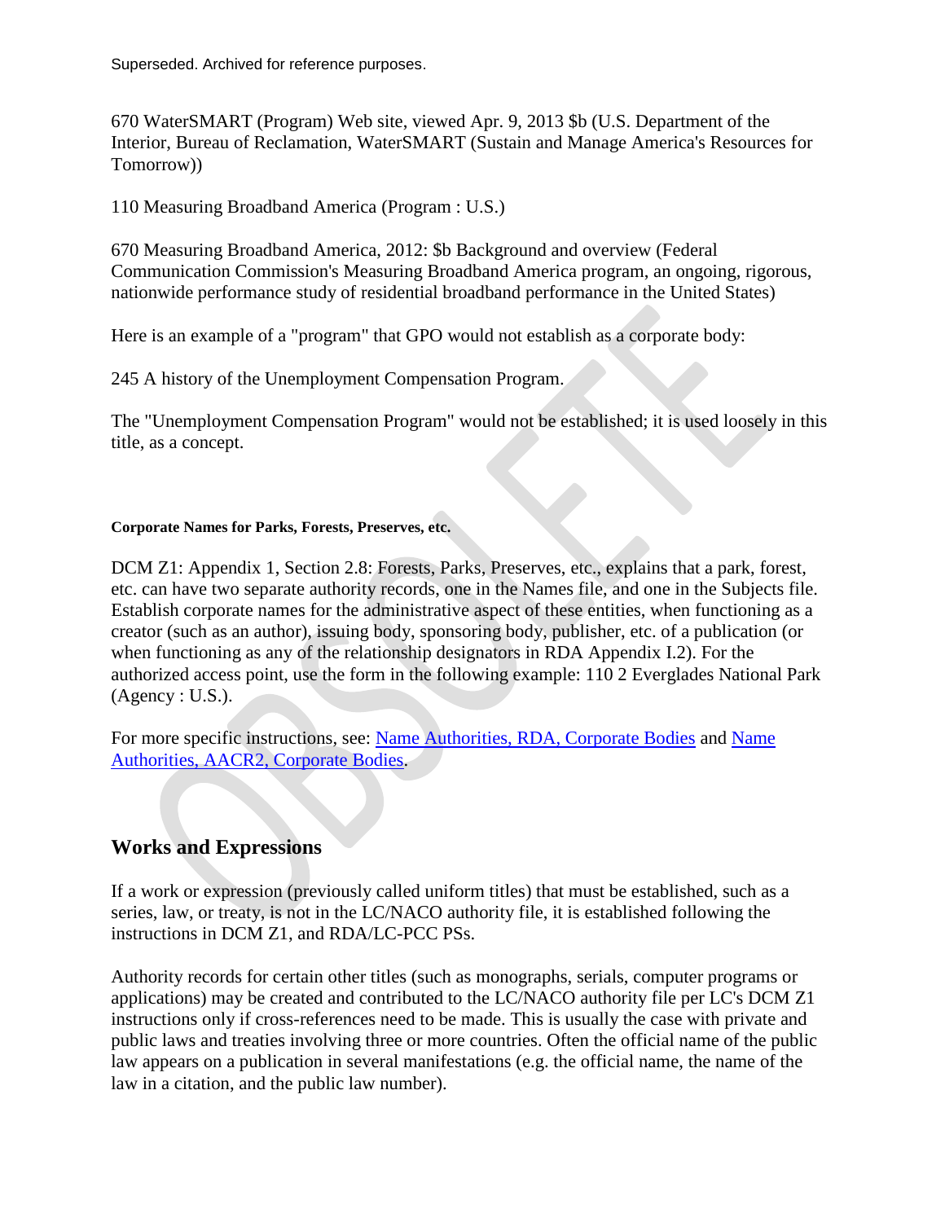Superseded. Archived for reference purposes.

670 WaterSMART (Program) Web site, viewed Apr. 9, 2013 $b (U.S. Department of the Interior, Bureau of Reclamation, WaterSMART (Sustain and Manage America's Resources for Tomorrow))

110 Measuring Broadband America (Program : U.S.)

670 Measuring Broadband America, 2012: $b Background and overview (Federal Communication Commission's Measuring Broadband America program, an ongoing, rigorous, nationwide performance study of residential broadband performance in the United States)

Here is an example of a "program" that GPO would not establish as a corporate body:

245 A history of the Unemployment Compensation Program.

The "Unemployment Compensation Program" would not be established; it is used loosely in this title, as a concept.

**Corporate Names for Parks, Forests, Preserves, etc.**

DCM Z1: Appendix 1, Section 2.8: Forests, Parks, Preserves, etc., explains that a park, forest, etc. can have two separate authority records, one in the Names file, and one in the Subjects file. Establish corporate names for the administrative aspect of these entities, when functioning as a creator (such as an author), issuing body, sponsoring body, publisher, etc. of a publication (or when functioning as any of the relationship designators in RDA Appendix I.2). For the authorized access point, use the form in the following example: 110 2 Everglades National Park (Agency : U.S.).

For more specific instructions, see: Name Authorities, RDA, Corporate Bodies and Name Authorities, AACR2, Corporate Bodies.

## Works and Expressions

If a work or expression (previously called uniform titles) that must be established, such as a series, law, or treaty, is not in the LC/NACO authority file, it is established following the instructions in DCM Z1, and RDA/LC-PCC PSs.

Authority records for certain other titles (such as monographs, serials, computer programs or applications) may be created and contributed to the LC/NACO authority file per LC's DCM Z1 instructions only if cross-references need to be made. This is usually the case with private and public laws and treaties involving three or more countries. Often the official name of the public law appears on a publication in several manifestations (e.g. the official name, the name of the law in a citation, and the public law number).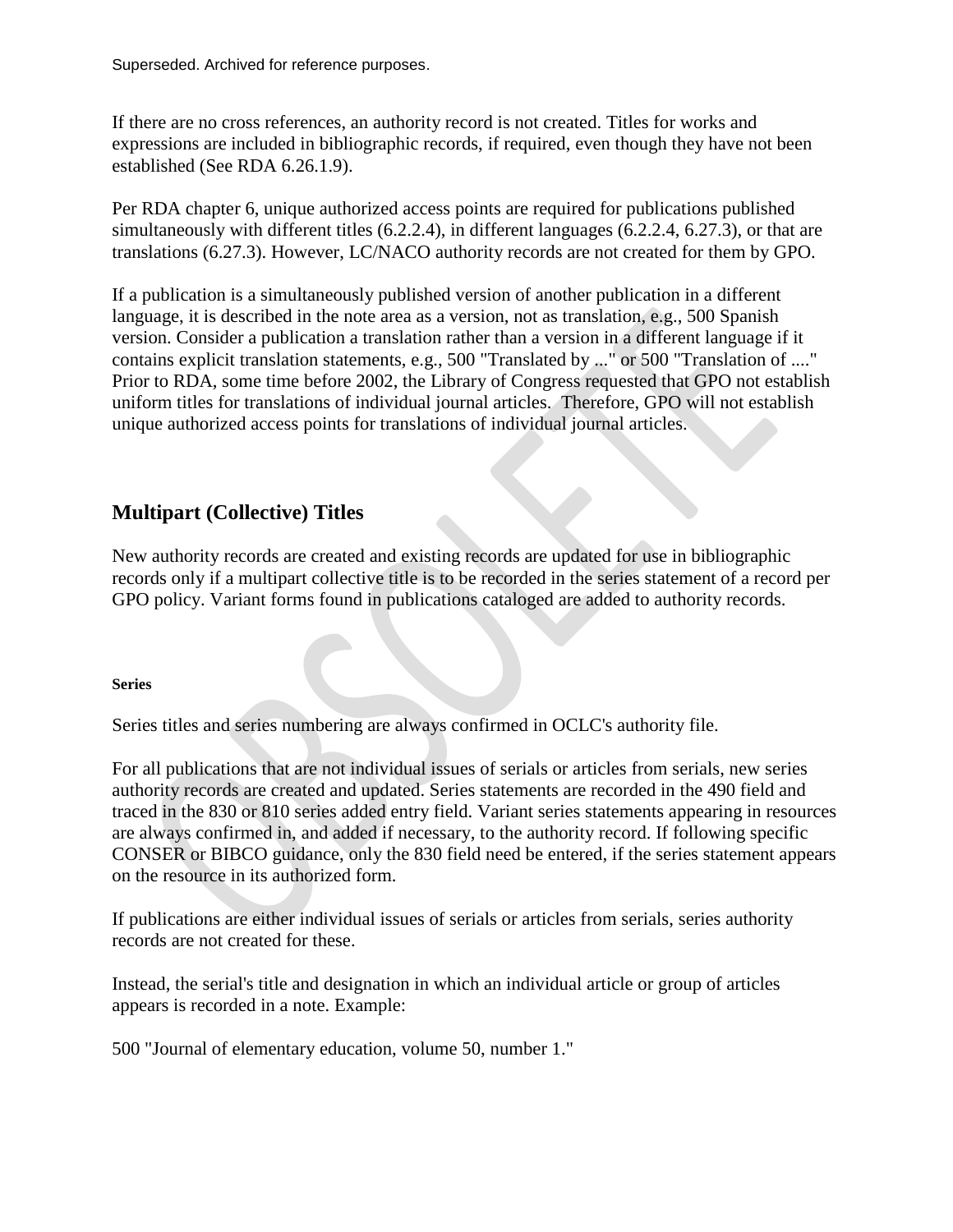If there are no cross references, an authority record is not created. Titles for works and expressions are included in bibliographic records, if required, even though they have not been established (See RDA 6.26.1.9).

Per RDA chapter 6, unique authorized access points are required for publications published simultaneously with different titles (6.2.2.4), in different languages (6.2.2.4, 6.27.3), or that are translations (6.27.3). However, LC/NACO authority records are not created for them by GPO.

If a publication is a simultaneously published version of another publication in a different language, it is described in the note area as a version, not as translation, e.g., 500 Spanish version. Consider a publication a translation rather than a version in a different language if it contains explicit translation statements, e.g., 500 "Translated by ..." or 500 "Translation of ...." Prior to RDA, some time before 2002, the Library of Congress requested that GPO not establish uniform titles for translations of individual journal articles. Therefore, GPO will not establish unique authorized access points for translations of individual journal articles.

## Multipart (Collective) Titles

New authority records are created and existing records are updated for use in bibliographic records only if a multipart collective title is to be recorded in the series statement of a record per GPO policy. Variant forms found in publications cataloged are added to authority records.

#### Series

Series titles and series numbering are always confirmed in OCLC's authority file.

For all publications that are not individual issues of serials or articles from serials, new series authority records are created and updated. Series statements are recorded in the 490 field and traced in the 830 or 810 series added entry field. Variant series statements appearing in resources are always confirmed in, and added if necessary, to the authority record. If following specific CONSER or BIBCO guidance, only the 830 field need be entered, if the series statement appears on the resource in its authorized form.

If publications are either individual issues of serials or articles from serials, series authority records are not created for these.

Instead, the serial's title and designation in which an individual article or group of articles appears is recorded in a note. Example:

500 "Journal of elementary education, volume 50, number 1."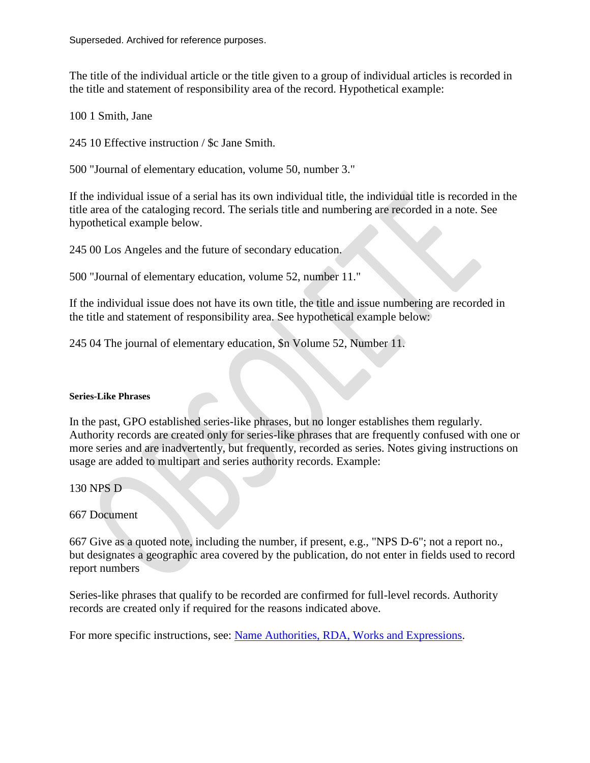Superseded. Archived for reference purposes.

The title of the individual article or the title given to a group of individual articles is recorded in the title and statement of responsibility area of the record. Hypothetical example:

100 1 Smith, Jane

245 10 Effective instruction / $c Jane Smith.

500 "Journal of elementary education, volume 50, number 3."

If the individual issue of a serial has its own individual title, the individual title is recorded in the title area of the cataloging record. The serials title and numbering are recorded in a note. See hypothetical example below.

245 00 Los Angeles and the future of secondary education.

500 "Journal of elementary education, volume 52, number 11."

If the individual issue does not have its own title, the title and issue numbering are recorded in the title and statement of responsibility area. See hypothetical example below:

245 04 The journal of elementary education, $n Volume 52, Number 11.

#### Series-Like Phrases

In the past, GPO established series-like phrases, but no longer establishes them regularly. Authority records are created only for series-like phrases that are frequently confused with one or more series and are inadvertently, but frequently, recorded as series. Notes giving instructions on usage are added to multipart and series authority records. Example:

130 NPS D

667 Document

667 Give as a quoted note, including the number, if present, e.g., "NPS D-6"; not a report no., but designates a geographic area covered by the publication, do not enter in fields used to record report numbers

Series-like phrases that qualify to be recorded are confirmed for full-level records. Authority records are created only if required for the reasons indicated above.

For more specific instructions, see: Name Authorities, RDA, Works and Expressions.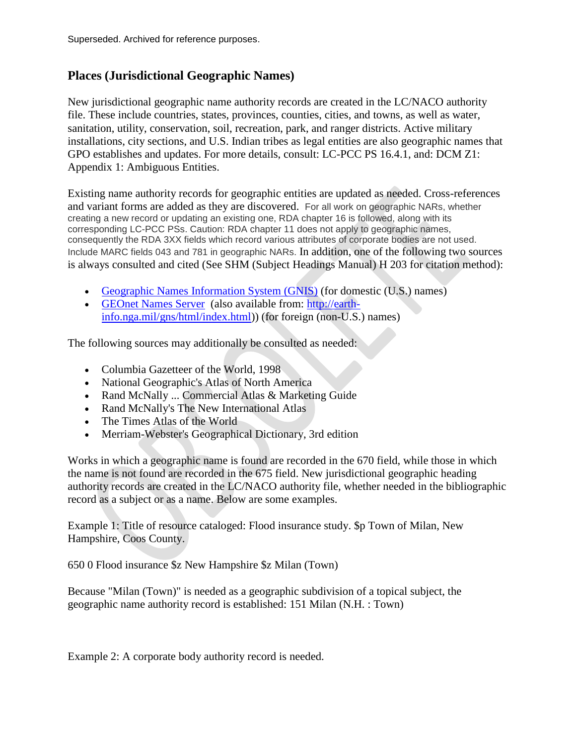Superseded. Archived for reference purposes.

## Places (Jurisdictional Geographic Names)

New jurisdictional geographic name authority records are created in the LC/NACO authority file. These include countries, states, provinces, counties, cities, and towns, as well as water, sanitation, utility, conservation, soil, recreation, park, and ranger districts. Active military installations, city sections, and U.S. Indian tribes as legal entities are also geographic names that GPO establishes and updates. For more details, consult: LC-PCC PS 16.4.1, and: DCM Z1: Appendix 1: Ambiguous Entities.

Existing name authority records for geographic entities are updated as needed. Cross-references and variant forms are added as they are discovered. For all work on geographic NARs, whether creating a new record or updating an existing one, RDA chapter 16 is followed, along with its corresponding LC-PCC PSs. Caution: RDA chapter 11 does not apply to geographic names, consequently the RDA 3XX fields which record various attributes of corporate bodies are not used. Include MARC fields 043 and 781 in geographic NARs. In addition, one of the following two sources is always consulted and cited (See SHM (Subject Headings Manual) H 203 for citation method):

- Geographic Names Information System (GNIS) (for domestic (U.S.) names)
- GEOnet Names Server (also available from: http://earth-info.nga.mil/gns/html/index.html)) (for foreign (non-U.S.) names)

The following sources may additionally be consulted as needed:

- Columbia Gazetteer of the World, 1998
- National Geographic's Atlas of North America
- Rand McNally ... Commercial Atlas & Marketing Guide
- Rand McNally's The New International Atlas
- The Times Atlas of the World
- Merriam-Webster's Geographical Dictionary, 3rd edition

Works in which a geographic name is found are recorded in the 670 field, while those in which the name is not found are recorded in the 675 field. New jurisdictional geographic heading authority records are created in the LC/NACO authority file, whether needed in the bibliographic record as a subject or as a name. Below are some examples.

Example 1: Title of resource cataloged: Flood insurance study. $p Town of Milan, New Hampshire, Coos County.

650 0 Flood insurance $z New Hampshire $z Milan (Town)

Because "Milan (Town)" is needed as a geographic subdivision of a topical subject, the geographic name authority record is established: 151 Milan (N.H. : Town)

Example 2: A corporate body authority record is needed.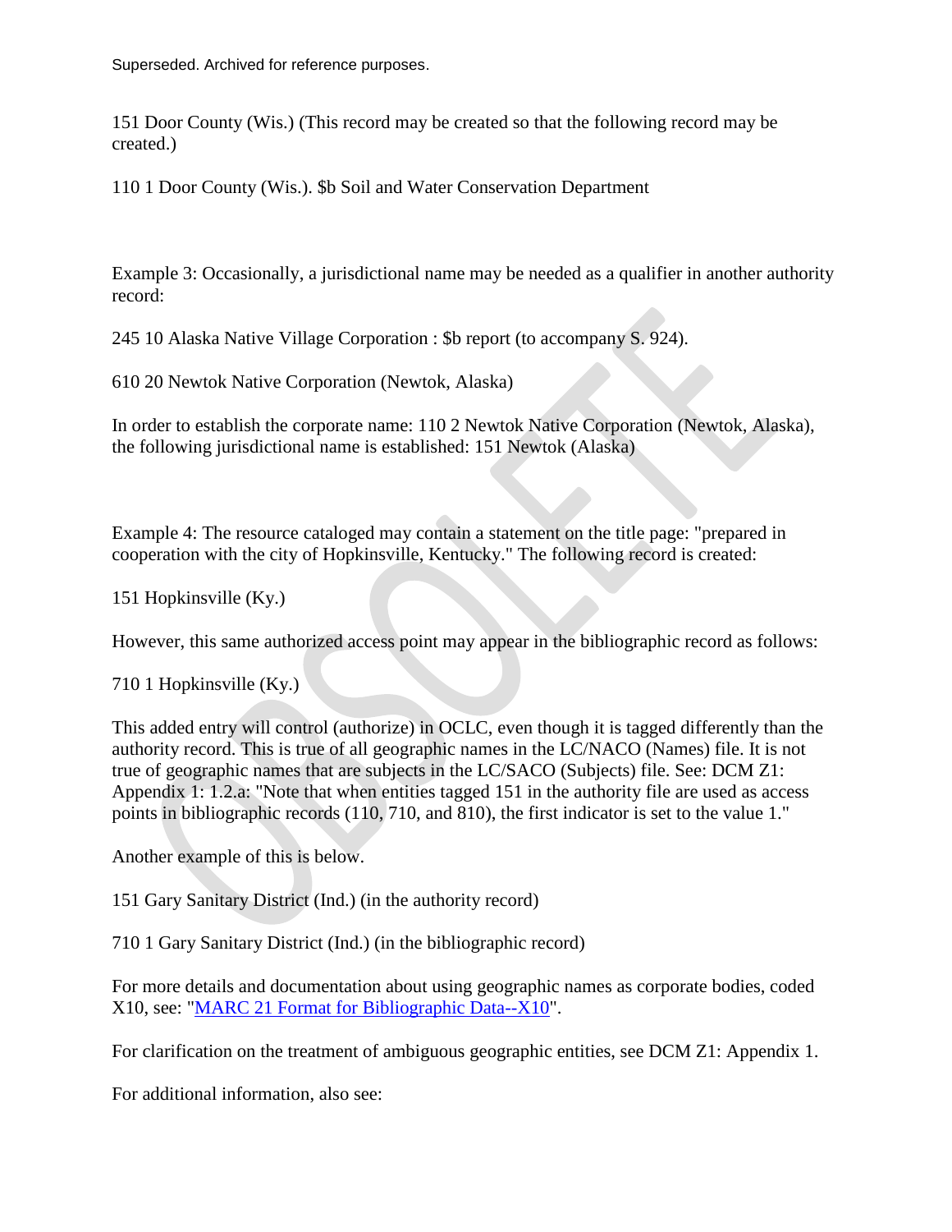151 Door County (Wis.) (This record may be created so that the following record may be created.)

110 1 Door County (Wis.). $b Soil and Water Conservation Department

Example 3: Occasionally, a jurisdictional name may be needed as a qualifier in another authority record:

245 10 Alaska Native Village Corporation : $b report (to accompany S. 924).

610 20 Newtok Native Corporation (Newtok, Alaska)

In order to establish the corporate name: 110 2 Newtok Native Corporation (Newtok, Alaska), the following jurisdictional name is established: 151 Newtok (Alaska)

Example 4: The resource cataloged may contain a statement on the title page: "prepared in cooperation with the city of Hopkinsville, Kentucky." The following record is created:

151 Hopkinsville (Ky.)

However, this same authorized access point may appear in the bibliographic record as follows:

710 1 Hopkinsville (Ky.)

This added entry will control (authorize) in OCLC, even though it is tagged differently than the authority record. This is true of all geographic names in the LC/NACO (Names) file. It is not true of geographic names that are subjects in the LC/SACO (Subjects) file. See: DCM Z1: Appendix 1: 1.2.a: "Note that when entities tagged 151 in the authority file are used as access points in bibliographic records (110, 710, and 810), the first indicator is set to the value 1."

Another example of this is below.

151 Gary Sanitary District (Ind.) (in the authority record)

710 1 Gary Sanitary District (Ind.) (in the bibliographic record)

For more details and documentation about using geographic names as corporate bodies, coded X10, see: "[MARC 21 Format for Bibliographic Data--X10]".

For clarification on the treatment of ambiguous geographic entities, see DCM Z1: Appendix 1.

For additional information, also see: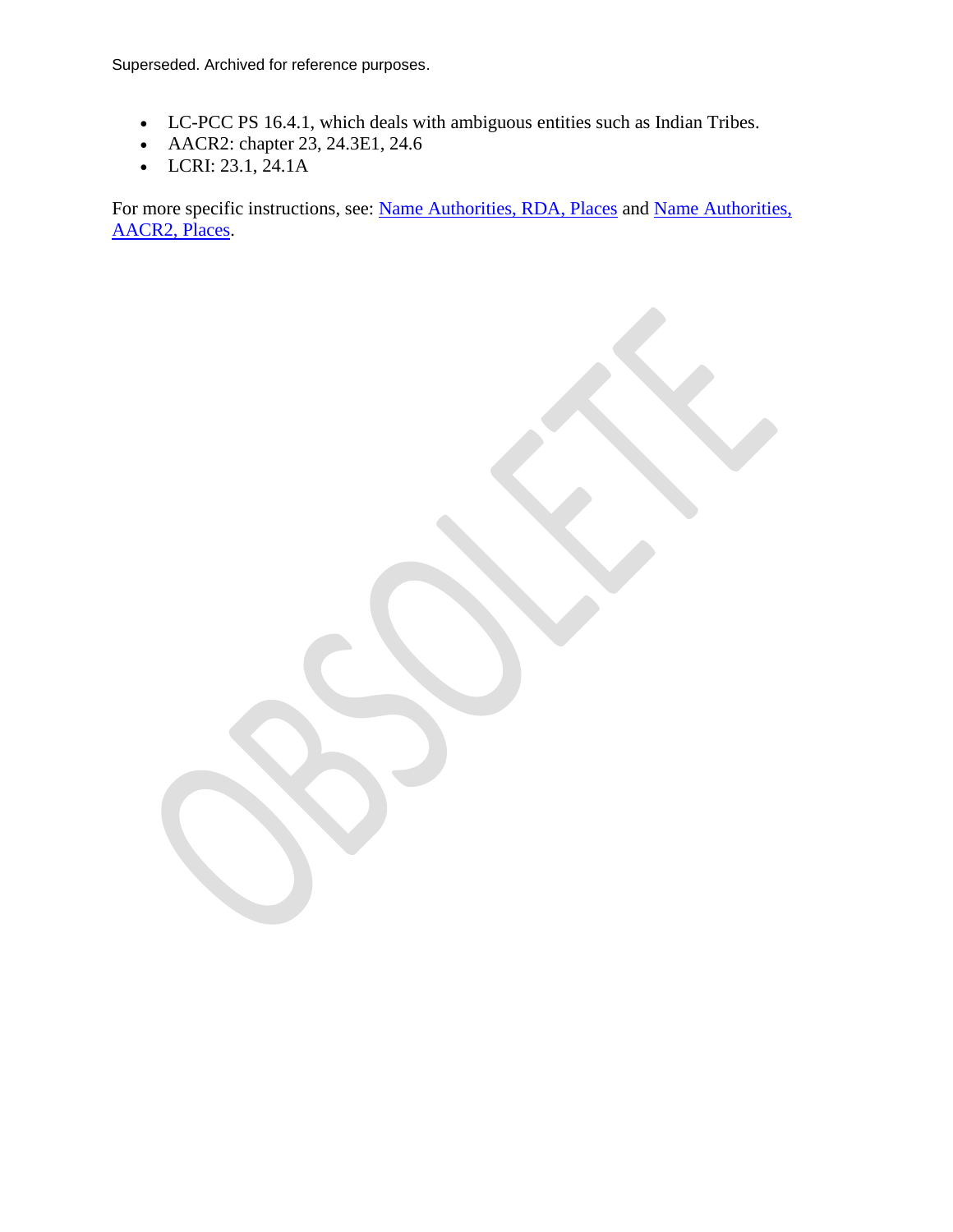- LC-PCC PS 16.4.1, which deals with ambiguous entities such as Indian Tribes.
- AACR2: chapter 23, 24.3E1, 24.6
- LCRI: 23.1, 24.1A

For more specific instructions, see: Name Authorities, RDA, Places and Name Authorities, AACR2, Places.